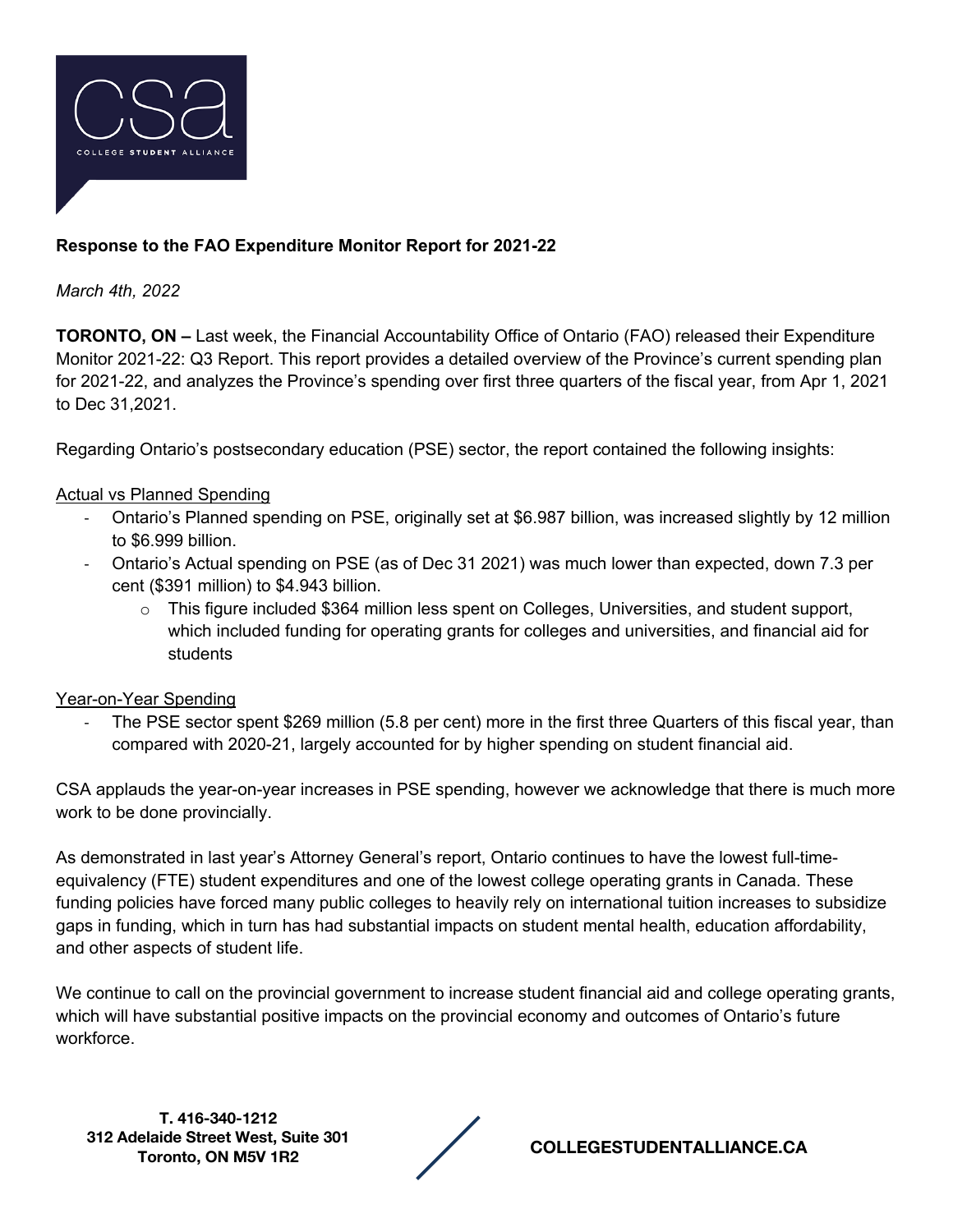**Response to the FAO Expenditure Monitor Report for 2021-22**

*March 4th, 2022*

**TORONTO, ON –** Last week, the Financial Accountability Office of Ontario (FAO) released their Expenditure Monitor 2021-22: Q3 Report. This report provides a detailed overview of the Province's current spending plan for 2021-22, and analyzes the Province's spending over first three quarters of the fiscal year, from Apr 1, 2021 to Dec 31,2021.

Regarding Ontario's postsecondary education (PSE) sector, the report contained the following insights:

Actual vs Planned Spending

- Ontario's Planned spending on PSE, originally set at $6.987 billion, was increased slightly by 12 million to $6.999 billion.
- Ontario's Actual spending on PSE (as of Dec 31 2021) was much lower than expected, down 7.3 per cent ($391 million) to $4.943 billion.
  - This figure included $364 million less spent on Colleges, Universities, and student support, which included funding for operating grants for colleges and universities, and financial aid for students

Year-on-Year Spending

- The PSE sector spent $269 million (5.8 per cent) more in the first three Quarters of this fiscal year, than compared with 2020-21, largely accounted for by higher spending on student financial aid.

CSA applauds the year-on-year increases in PSE spending, however we acknowledge that there is much more work to be done provincially.

As demonstrated in last year's Attorney General's report, Ontario continues to have the lowest full-time-equivalency (FTE) student expenditures and one of the lowest college operating grants in Canada. These funding policies have forced many public colleges to heavily rely on international tuition increases to subsidize gaps in funding, which in turn has had substantial impacts on student mental health, education affordability, and other aspects of student life.

We continue to call on the provincial government to increase student financial aid and college operating grants, which will have substantial positive impacts on the provincial economy and outcomes of Ontario's future workforce.

**T. 416-340-1212**
**312 Adelaide Street West, Suite 301**
**Toronto, ON M5V 1R2**

**COLLEGESTUDENTALLIANCE.CA**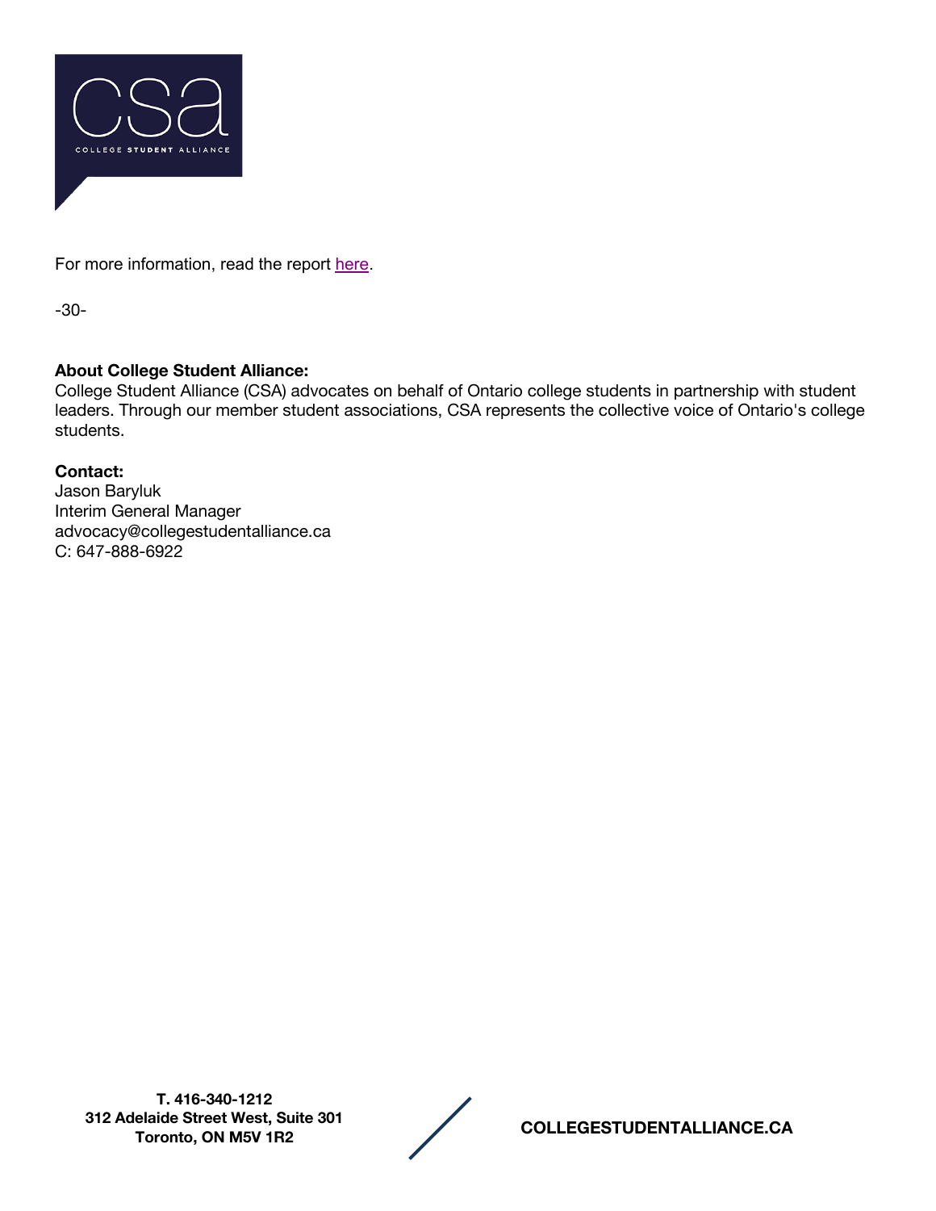For more information, read the report here.

-30-

**About College Student Alliance:**
College Student Alliance (CSA) advocates on behalf of Ontario college students in partnership with student leaders. Through our member student associations, CSA represents the collective voice of Ontario's college students.

**Contact:**
Jason Baryluk
Interim General Manager
advocacy@collegestudentalliance.ca
C: 647-888-6922

**T. 416-340-1212**
**312 Adelaide Street West, Suite 301**
**Toronto, ON M5V 1R2**

**COLLEGESTUDENTALLIANCE.CA**